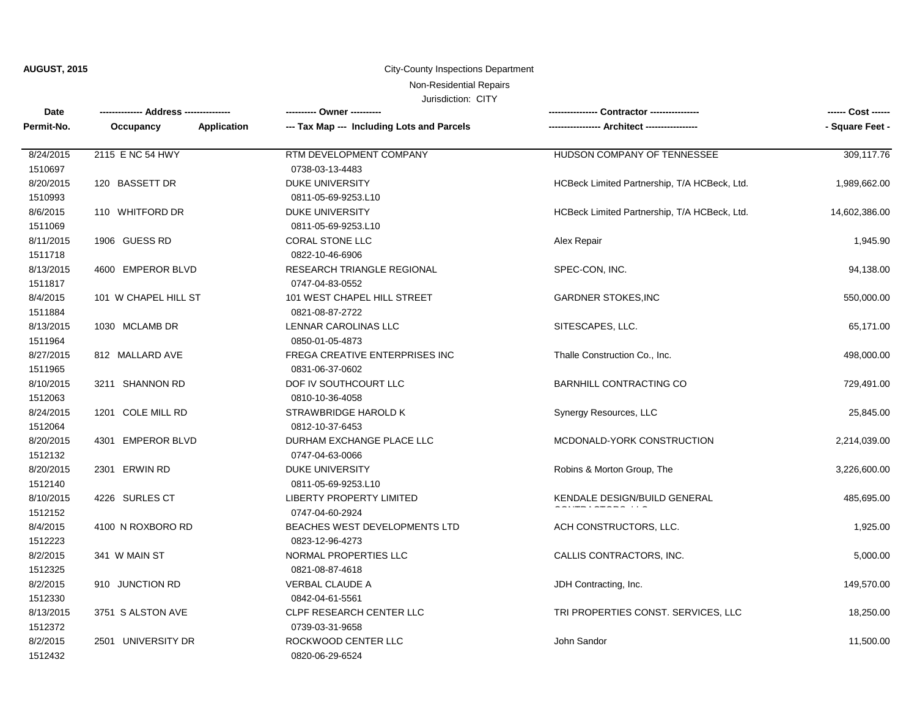**AUGUST, 2015**

City-County Inspections Department

Non-Residential Repairs

Jurisdiction: CITY

| Date / Permit-No. | Address / Occupancy / Application | Owner / Tax Map --- Including Lots and Parcels | Contractor / Architect | Cost / Square Feet |
|---|---|---|---|---|
| 8/24/2015<br>1510697 | 2115 E NC 54 HWY | RTM DEVELOPMENT COMPANY<br>0738-03-13-4483 | HUDSON COMPANY OF TENNESSEE | 309,117.76 |
| 8/20/2015<br>1510993 | 120 BASSETT DR | DUKE UNIVERSITY<br>0811-05-69-9253.L10 | HCBeck Limited Partnership, T/A HCBeck, Ltd. | 1,989,662.00 |
| 8/6/2015<br>1511069 | 110 WHITFORD DR | DUKE UNIVERSITY<br>0811-05-69-9253.L10 | HCBeck Limited Partnership, T/A HCBeck, Ltd. | 14,602,386.00 |
| 8/11/2015<br>1511718 | 1906 GUESS RD | CORAL STONE LLC<br>0822-10-46-6906 | Alex Repair | 1,945.90 |
| 8/13/2015<br>1511817 | 4600 EMPEROR BLVD | RESEARCH TRIANGLE REGIONAL<br>0747-04-83-0552 | SPEC-CON, INC. | 94,138.00 |
| 8/4/2015<br>1511884 | 101 W CHAPEL HILL ST | 101 WEST CHAPEL HILL STREET<br>0821-08-87-2722 | GARDNER STOKES,INC | 550,000.00 |
| 8/13/2015<br>1511964 | 1030 MCLAMB DR | LENNAR CAROLINAS LLC<br>0850-01-05-4873 | SITESCAPES, LLC. | 65,171.00 |
| 8/27/2015<br>1511965 | 812 MALLARD AVE | FREGA CREATIVE ENTERPRISES INC<br>0831-06-37-0602 | Thalle Construction Co., Inc. | 498,000.00 |
| 8/10/2015<br>1512063 | 3211 SHANNON RD | DOF IV SOUTHCOURT LLC<br>0810-10-36-4058 | BARNHILL CONTRACTING CO | 729,491.00 |
| 8/24/2015<br>1512064 | 1201 COLE MILL RD | STRAWBRIDGE HAROLD K<br>0812-10-37-6453 | Synergy Resources, LLC | 25,845.00 |
| 8/20/2015<br>1512132 | 4301 EMPEROR BLVD | DURHAM EXCHANGE PLACE LLC<br>0747-04-63-0066 | MCDONALD-YORK CONSTRUCTION | 2,214,039.00 |
| 8/20/2015<br>1512140 | 2301 ERWIN RD | DUKE UNIVERSITY<br>0811-05-69-9253.L10 | Robins & Morton Group, The | 3,226,600.00 |
| 8/10/2015<br>1512152 | 4226 SURLES CT | LIBERTY PROPERTY LIMITED<br>0747-04-60-2924 | KENDALE DESIGN/BUILD GENERAL CONTRACTORS, LLC | 485,695.00 |
| 8/4/2015<br>1512223 | 4100 N ROXBORO RD | BEACHES WEST DEVELOPMENTS LTD<br>0823-12-96-4273 | ACH CONSTRUCTORS, LLC. | 1,925.00 |
| 8/2/2015<br>1512325 | 341 W MAIN ST | NORMAL PROPERTIES LLC<br>0821-08-87-4618 | CALLIS CONTRACTORS, INC. | 5,000.00 |
| 8/2/2015<br>1512330 | 910 JUNCTION RD | VERBAL CLAUDE A<br>0842-04-61-5561 | JDH Contracting, Inc. | 149,570.00 |
| 8/13/2015<br>1512372 | 3751 S ALSTON AVE | CLPF RESEARCH CENTER LLC<br>0739-03-31-9658 | TRI PROPERTIES CONST. SERVICES, LLC | 18,250.00 |
| 8/2/2015<br>1512432 | 2501 UNIVERSITY DR | ROCKWOOD CENTER LLC<br>0820-06-29-6524 | John Sandor | 11,500.00 |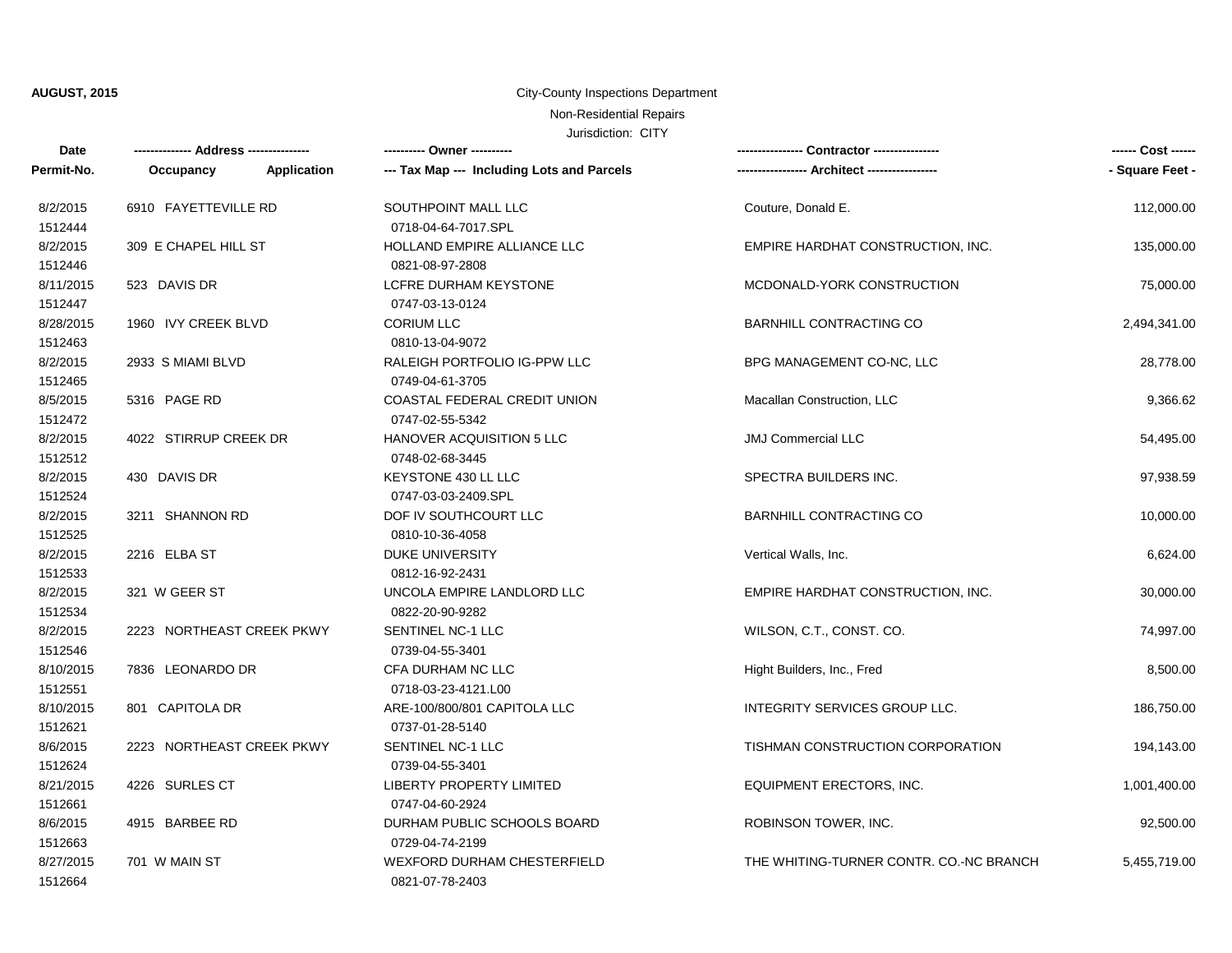**AUGUST, 2015**

City-County Inspections Department

Non-Residential Repairs

Jurisdiction: CITY

| Date / Permit-No. | Address / Occupancy / Application | Owner / Tax Map --- Including Lots and Parcels | Contractor / Architect | Cost / Square Feet |
|---|---|---|---|---|
| 8/2/2015<br>1512444 | 6910 FAYETTEVILLE RD | SOUTHPOINT MALL LLC<br>0718-04-64-7017.SPL | Couture, Donald E. | 112,000.00 |
| 8/2/2015<br>1512446 | 309 E CHAPEL HILL ST | HOLLAND EMPIRE ALLIANCE LLC<br>0821-08-97-2808 | EMPIRE HARDHAT CONSTRUCTION, INC. | 135,000.00 |
| 8/11/2015<br>1512447 | 523 DAVIS DR | LCFRE DURHAM KEYSTONE<br>0747-03-13-0124 | MCDONALD-YORK CONSTRUCTION | 75,000.00 |
| 8/28/2015<br>1512463 | 1960 IVY CREEK BLVD | CORIUM LLC<br>0810-13-04-9072 | BARNHILL CONTRACTING CO | 2,494,341.00 |
| 8/2/2015<br>1512465 | 2933 S MIAMI BLVD | RALEIGH PORTFOLIO IG-PPW LLC<br>0749-04-61-3705 | BPG MANAGEMENT CO-NC, LLC | 28,778.00 |
| 8/5/2015<br>1512472 | 5316 PAGE RD | COASTAL FEDERAL CREDIT UNION<br>0747-02-55-5342 | Macallan Construction, LLC | 9,366.62 |
| 8/2/2015<br>1512512 | 4022 STIRRUP CREEK DR | HANOVER ACQUISITION 5 LLC<br>0748-02-68-3445 | JMJ Commercial LLC | 54,495.00 |
| 8/2/2015<br>1512524 | 430 DAVIS DR | KEYSTONE 430 LL LLC<br>0747-03-03-2409.SPL | SPECTRA BUILDERS INC. | 97,938.59 |
| 8/2/2015<br>1512525 | 3211 SHANNON RD | DOF IV SOUTHCOURT LLC<br>0810-10-36-4058 | BARNHILL CONTRACTING CO | 10,000.00 |
| 8/2/2015<br>1512533 | 2216 ELBA ST | DUKE UNIVERSITY<br>0812-16-92-2431 | Vertical Walls, Inc. | 6,624.00 |
| 8/2/2015<br>1512534 | 321 W GEER ST | UNCOLA EMPIRE LANDLORD LLC<br>0822-20-90-9282 | EMPIRE HARDHAT CONSTRUCTION, INC. | 30,000.00 |
| 8/2/2015<br>1512546 | 2223 NORTHEAST CREEK PKWY | SENTINEL NC-1 LLC<br>0739-04-55-3401 | WILSON, C.T., CONST. CO. | 74,997.00 |
| 8/10/2015<br>1512551 | 7836 LEONARDO DR | CFA DURHAM NC LLC<br>0718-03-23-4121.L00 | Hight Builders, Inc., Fred | 8,500.00 |
| 8/10/2015<br>1512621 | 801 CAPITOLA DR | ARE-100/800/801 CAPITOLA LLC<br>0737-01-28-5140 | INTEGRITY SERVICES GROUP LLC. | 186,750.00 |
| 8/6/2015<br>1512624 | 2223 NORTHEAST CREEK PKWY | SENTINEL NC-1 LLC<br>0739-04-55-3401 | TISHMAN CONSTRUCTION CORPORATION | 194,143.00 |
| 8/21/2015<br>1512661 | 4226 SURLES CT | LIBERTY PROPERTY LIMITED<br>0747-04-60-2924 | EQUIPMENT ERECTORS, INC. | 1,001,400.00 |
| 8/6/2015<br>1512663 | 4915 BARBEE RD | DURHAM PUBLIC SCHOOLS BOARD<br>0729-04-74-2199 | ROBINSON TOWER, INC. | 92,500.00 |
| 8/27/2015<br>1512664 | 701 W MAIN ST | WEXFORD DURHAM CHESTERFIELD<br>0821-07-78-2403 | THE WHITING-TURNER CONTR. CO.-NC BRANCH | 5,455,719.00 |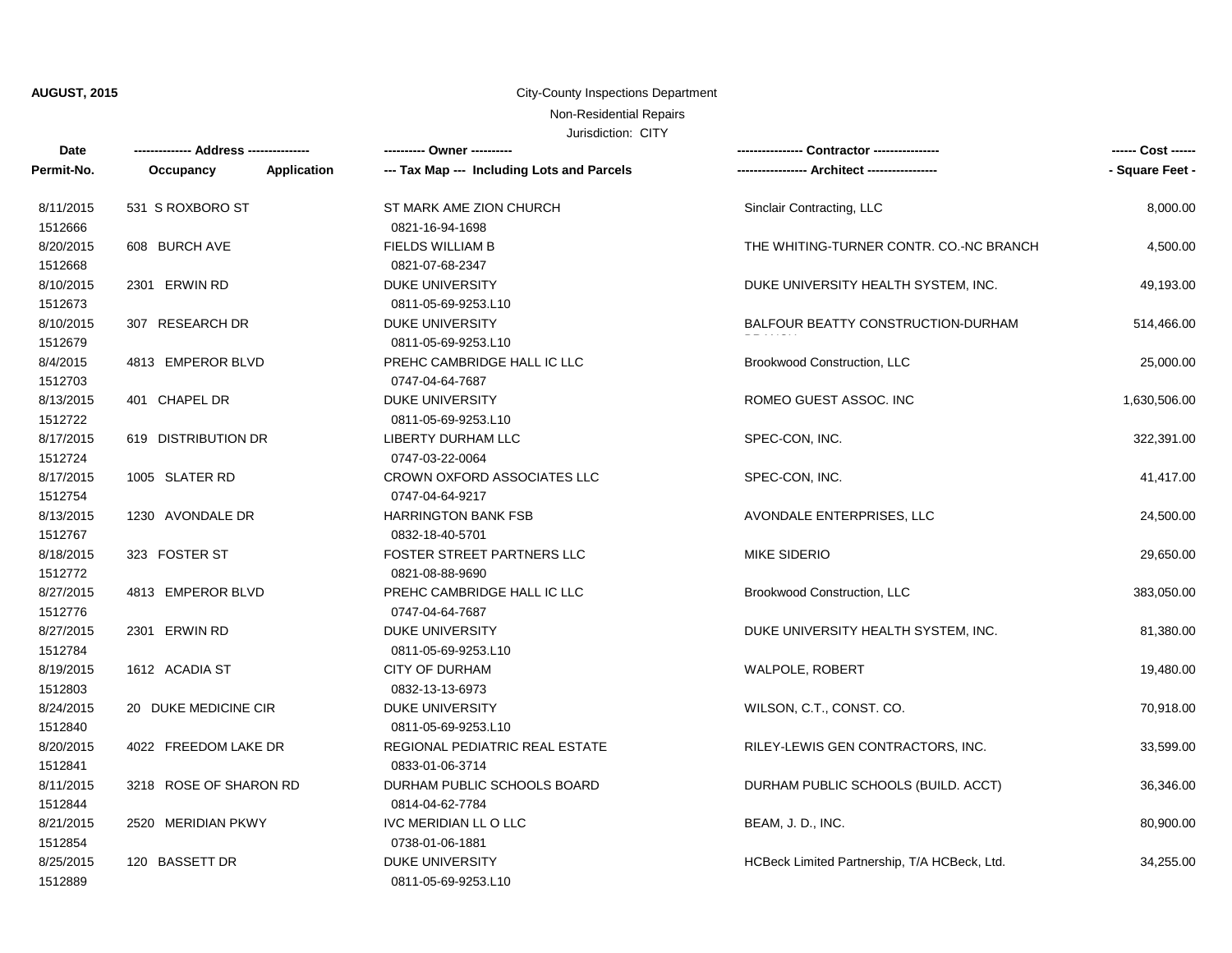**AUGUST, 2015**

City-County Inspections Department

Non-Residential Repairs

Jurisdiction: CITY

| Date / Permit-No. | Address / Occupancy / Application | Owner / Tax Map --- Including Lots and Parcels | Contractor / Architect | Cost / Square Feet |
|---|---|---|---|---|
| 8/11/2015<br>1512666 | 531 S ROXBORO ST | ST MARK AME ZION CHURCH<br>0821-16-94-1698 | Sinclair Contracting, LLC | 8,000.00 |
| 8/20/2015<br>1512668 | 608 BURCH AVE | FIELDS WILLIAM B<br>0821-07-68-2347 | THE WHITING-TURNER CONTR. CO.-NC BRANCH | 4,500.00 |
| 8/10/2015<br>1512673 | 2301 ERWIN RD | DUKE UNIVERSITY<br>0811-05-69-9253.L10 | DUKE UNIVERSITY HEALTH SYSTEM, INC. | 49,193.00 |
| 8/10/2015<br>1512679 | 307 RESEARCH DR | DUKE UNIVERSITY<br>0811-05-69-9253.L10 | BALFOUR BEATTY CONSTRUCTION-DURHAM BRANCH | 514,466.00 |
| 8/4/2015<br>1512703 | 4813 EMPEROR BLVD | PREHC CAMBRIDGE HALL IC LLC<br>0747-04-64-7687 | Brookwood Construction, LLC | 25,000.00 |
| 8/13/2015<br>1512722 | 401 CHAPEL DR | DUKE UNIVERSITY<br>0811-05-69-9253.L10 | ROMEO GUEST ASSOC. INC | 1,630,506.00 |
| 8/17/2015<br>1512724 | 619 DISTRIBUTION DR | LIBERTY DURHAM LLC<br>0747-03-22-0064 | SPEC-CON, INC. | 322,391.00 |
| 8/17/2015<br>1512754 | 1005 SLATER RD | CROWN OXFORD ASSOCIATES LLC<br>0747-04-64-9217 | SPEC-CON, INC. | 41,417.00 |
| 8/13/2015<br>1512767 | 1230 AVONDALE DR | HARRINGTON BANK FSB<br>0832-18-40-5701 | AVONDALE ENTERPRISES, LLC | 24,500.00 |
| 8/18/2015<br>1512772 | 323 FOSTER ST | FOSTER STREET PARTNERS LLC<br>0821-08-88-9690 | MIKE SIDERIO | 29,650.00 |
| 8/27/2015<br>1512776 | 4813 EMPEROR BLVD | PREHC CAMBRIDGE HALL IC LLC<br>0747-04-64-7687 | Brookwood Construction, LLC | 383,050.00 |
| 8/27/2015<br>1512784 | 2301 ERWIN RD | DUKE UNIVERSITY<br>0811-05-69-9253.L10 | DUKE UNIVERSITY HEALTH SYSTEM, INC. | 81,380.00 |
| 8/19/2015<br>1512803 | 1612 ACADIA ST | CITY OF DURHAM<br>0832-13-13-6973 | WALPOLE, ROBERT | 19,480.00 |
| 8/24/2015<br>1512840 | 20 DUKE MEDICINE CIR | DUKE UNIVERSITY<br>0811-05-69-9253.L10 | WILSON, C.T., CONST. CO. | 70,918.00 |
| 8/20/2015<br>1512841 | 4022 FREEDOM LAKE DR | REGIONAL PEDIATRIC REAL ESTATE<br>0833-01-06-3714 | RILEY-LEWIS GEN CONTRACTORS, INC. | 33,599.00 |
| 8/11/2015<br>1512844 | 3218 ROSE OF SHARON RD | DURHAM PUBLIC SCHOOLS BOARD<br>0814-04-62-7784 | DURHAM PUBLIC SCHOOLS (BUILD. ACCT) | 36,346.00 |
| 8/21/2015<br>1512854 | 2520 MERIDIAN PKWY | IVC MERIDIAN LL O LLC<br>0738-01-06-1881 | BEAM, J. D., INC. | 80,900.00 |
| 8/25/2015<br>1512889 | 120 BASSETT DR | DUKE UNIVERSITY<br>0811-05-69-9253.L10 | HCBeck Limited Partnership, T/A HCBeck, Ltd. | 34,255.00 |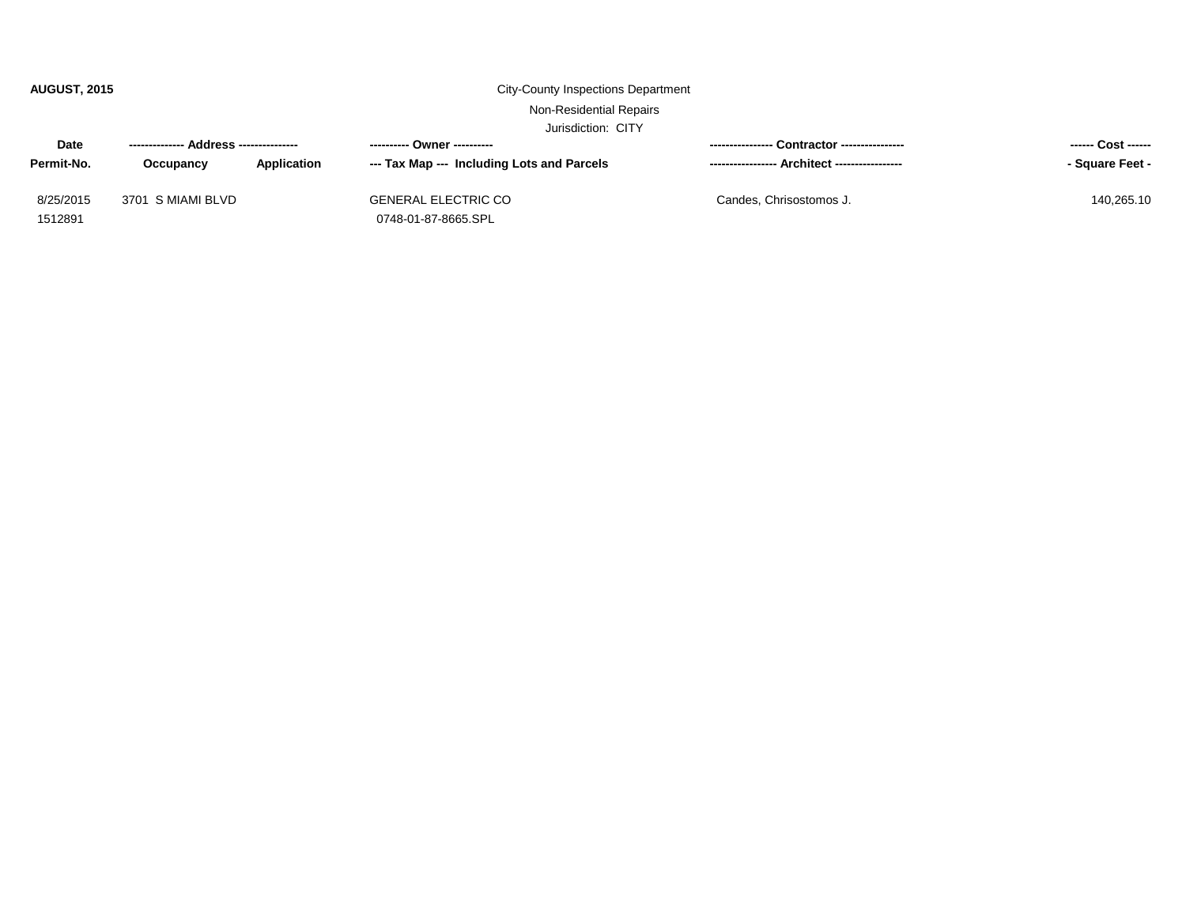**AUGUST, 2015**

City-County Inspections Department

Non-Residential Repairs

Jurisdiction: CITY

| Date / Permit-No. | Address: Occupancy | Address: Application | Owner / Tax Map — Including Lots and Parcels | Contractor / Architect | Cost / Square Feet |
|---|---|---|---|---|---|
| 8/25/2015<br>1512891 | 3701 S MIAMI BLVD | | GENERAL ELECTRIC CO<br>0748-01-87-8665.SPL | Candes, Chrisostomos J. | 140,265.10 |